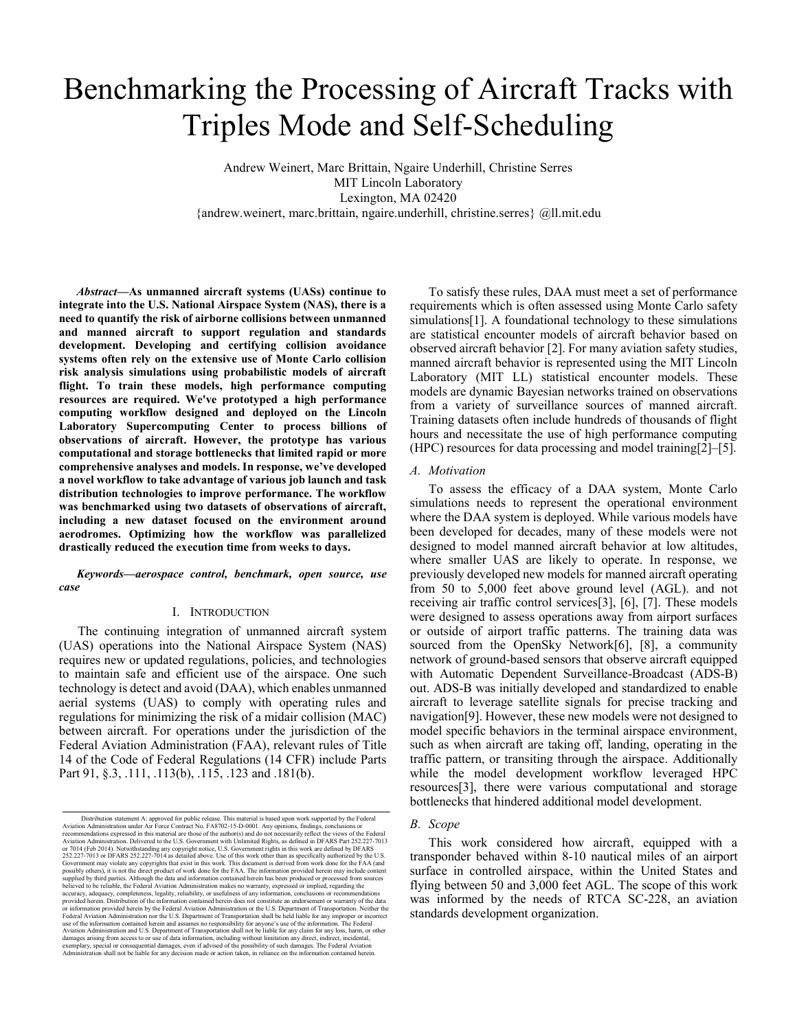# Benchmarking the Processing of Aircraft Tracks with Triples Mode and Self-Scheduling

Andrew Weinert, Marc Brittain, Ngaire Underhill, Christine Serres
MIT Lincoln Laboratory
Lexington, MA 02420
{andrew.weinert, marc.brittain, ngaire.underhill, christine.serres} @ll.mit.edu

***Abstract*—As unmanned aircraft systems (UASs) continue to integrate into the U.S. National Airspace System (NAS), there is a need to quantify the risk of airborne collisions between unmanned and manned aircraft to support regulation and standards development. Developing and certifying collision avoidance systems often rely on the extensive use of Monte Carlo collision risk analysis simulations using probabilistic models of aircraft flight. To train these models, high performance computing resources are required. We've prototyped a high performance computing workflow designed and deployed on the Lincoln Laboratory Supercomputing Center to process billions of observations of aircraft. However, the prototype has various computational and storage bottlenecks that limited rapid or more comprehensive analyses and models. In response, we've developed a novel workflow to take advantage of various job launch and task distribution technologies to improve performance. The workflow was benchmarked using two datasets of observations of aircraft, including a new dataset focused on the environment around aerodromes. Optimizing how the workflow was parallelized drastically reduced the execution time from weeks to days.**

***Keywords*—aerospace control, benchmark, open source, use case**

## I. Introduction

The continuing integration of unmanned aircraft system (UAS) operations into the National Airspace System (NAS) requires new or updated regulations, policies, and technologies to maintain safe and efficient use of the airspace. One such technology is detect and avoid (DAA), which enables unmanned aerial systems (UAS) to comply with operating rules and regulations for minimizing the risk of a midair collision (MAC) between aircraft. For operations under the jurisdiction of the Federal Aviation Administration (FAA), relevant rules of Title 14 of the Code of Federal Regulations (14 CFR) include Parts Part 91, §.3, .111, .113(b), .115, .123 and .181(b).

To satisfy these rules, DAA must meet a set of performance requirements which is often assessed using Monte Carlo safety simulations[1]. A foundational technology to these simulations are statistical encounter models of aircraft behavior based on observed aircraft behavior [2]. For many aviation safety studies, manned aircraft behavior is represented using the MIT Lincoln Laboratory (MIT LL) statistical encounter models. These models are dynamic Bayesian networks trained on observations from a variety of surveillance sources of manned aircraft. Training datasets often include hundreds of thousands of flight hours and necessitate the use of high performance computing (HPC) resources for data processing and model training[2]–[5].

### A. Motivation

To assess the efficacy of a DAA system, Monte Carlo simulations needs to represent the operational environment where the DAA system is deployed. While various models have been developed for decades, many of these models were not designed to model manned aircraft behavior at low altitudes, where smaller UAS are likely to operate. In response, we previously developed new models for manned aircraft operating from 50 to 5,000 feet above ground level (AGL). and not receiving air traffic control services[3], [6], [7]. These models were designed to assess operations away from airport surfaces or outside of airport traffic patterns. The training data was sourced from the OpenSky Network[6], [8], a community network of ground-based sensors that observe aircraft equipped with Automatic Dependent Surveillance-Broadcast (ADS-B) out. ADS-B was initially developed and standardized to enable aircraft to leverage satellite signals for precise tracking and navigation[9]. However, these new models were not designed to model specific behaviors in the terminal airspace environment, such as when aircraft are taking off, landing, operating in the traffic pattern, or transiting through the airspace. Additionally while the model development workflow leveraged HPC resources[3], there were various computational and storage bottlenecks that hindered additional model development.

### B. Scope

This work considered how aircraft, equipped with a transponder behaved within 8-10 nautical miles of an airport surface in controlled airspace, within the United States and flying between 50 and 3,000 feet AGL. The scope of this work was informed by the needs of RTCA SC-228, an aviation standards development organization.

Distribution statement A: approved for public release. This material is based upon work supported by the Federal Aviation Administration under Air Force Contract No. FA8702-15-D-0001. Any opinions, findings, conclusions or recommendations expressed in this material are those of the author(s) and do not necessarily reflect the views of the Federal Aviation Administration. Delivered to the U.S. Government with Unlimited Rights, as defined in DFARS Part 252.227-7013 or 7014 (Feb 2014). Notwithstanding any copyright notice, U.S. Government rights in this work are defined by DFARS 252.227-7013 or DFARS 252.227-7014 as detailed above. Use of this work other than as specifically authorized by the U.S. Government may violate any copyrights that exist in this work. This document is derived from work done for the FAA (and possibly others), it is not the direct product of work done for the FAA. The information provided herein may include content supplied by third parties. Although the data and information contained herein has been produced or processed from sources believed to be reliable, the Federal Aviation Administration makes no warranty, expressed or implied, regarding the accuracy, adequacy, completeness, legality, reliability, or usefulness of any information, conclusions or recommendations provided herein. Distribution of the information contained herein does not constitute an endorsement or warranty of the data or information provided herein by the Federal Aviation Administration or the U.S. Department of Transportation. Neither the Federal Aviation Administration nor the U.S. Department of Transportation shall be held liable for any improper or incorrect use of the information contained herein and assumes no responsibility for anyone's use of the information. The Federal Aviation Administration and U.S. Department of Transportation shall not be liable for any claim for any loss, harm, or other damages arising from access to or use of data information, including without limitation any direct, indirect, incidental, exemplary, special or consequential damages, even if advised of the possibility of such damages. The Federal Aviation Administration shall not be liable for any decision made or action taken, in reliance on the information contained herein.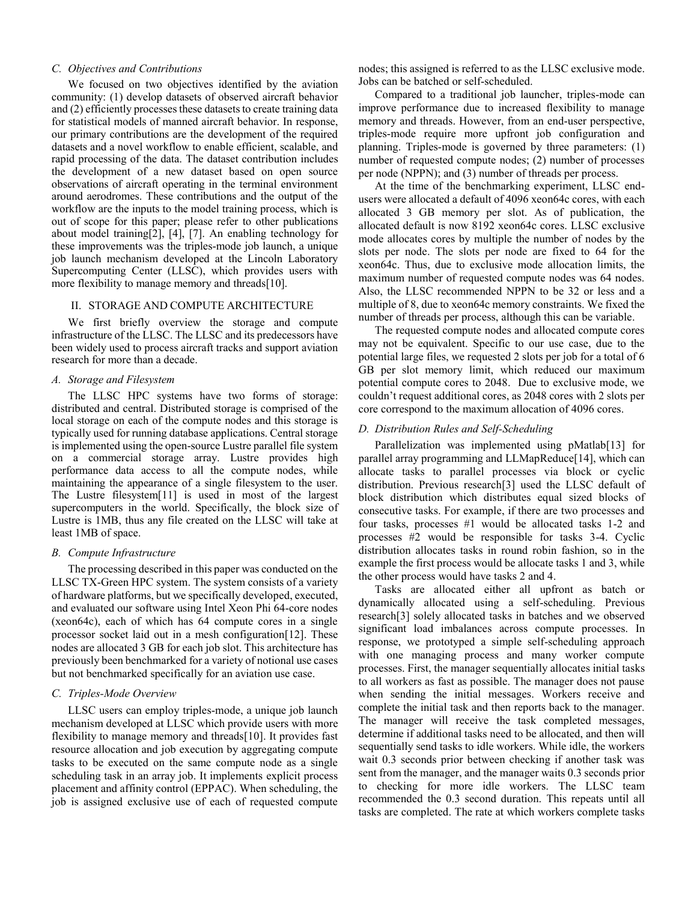### C. Objectives and Contributions

We focused on two objectives identified by the aviation community: (1) develop datasets of observed aircraft behavior and (2) efficiently processes these datasets to create training data for statistical models of manned aircraft behavior. In response, our primary contributions are the development of the required datasets and a novel workflow to enable efficient, scalable, and rapid processing of the data. The dataset contribution includes the development of a new dataset based on open source observations of aircraft operating in the terminal environment around aerodromes. These contributions and the output of the workflow are the inputs to the model training process, which is out of scope for this paper; please refer to other publications about model training[2], [4], [7]. An enabling technology for these improvements was the triples-mode job launch, a unique job launch mechanism developed at the Lincoln Laboratory Supercomputing Center (LLSC), which provides users with more flexibility to manage memory and threads[10].

## II. STORAGE AND COMPUTE ARCHITECTURE

We first briefly overview the storage and compute infrastructure of the LLSC. The LLSC and its predecessors have been widely used to process aircraft tracks and support aviation research for more than a decade.

### A. Storage and Filesystem

The LLSC HPC systems have two forms of storage: distributed and central. Distributed storage is comprised of the local storage on each of the compute nodes and this storage is typically used for running database applications. Central storage is implemented using the open-source Lustre parallel file system on a commercial storage array. Lustre provides high performance data access to all the compute nodes, while maintaining the appearance of a single filesystem to the user. The Lustre filesystem[11] is used in most of the largest supercomputers in the world. Specifically, the block size of Lustre is 1MB, thus any file created on the LLSC will take at least 1MB of space.

### B. Compute Infrastructure

The processing described in this paper was conducted on the LLSC TX-Green HPC system. The system consists of a variety of hardware platforms, but we specifically developed, executed, and evaluated our software using Intel Xeon Phi 64-core nodes (xeon64c), each of which has 64 compute cores in a single processor socket laid out in a mesh configuration[12]. These nodes are allocated 3 GB for each job slot. This architecture has previously been benchmarked for a variety of notional use cases but not benchmarked specifically for an aviation use case.

### C. Triples-Mode Overview

LLSC users can employ triples-mode, a unique job launch mechanism developed at LLSC which provide users with more flexibility to manage memory and threads[10]. It provides fast resource allocation and job execution by aggregating compute tasks to be executed on the same compute node as a single scheduling task in an array job. It implements explicit process placement and affinity control (EPPAC). When scheduling, the job is assigned exclusive use of each of requested compute nodes; this assigned is referred to as the LLSC exclusive mode. Jobs can be batched or self-scheduled.

Compared to a traditional job launcher, triples-mode can improve performance due to increased flexibility to manage memory and threads. However, from an end-user perspective, triples-mode require more upfront job configuration and planning. Triples-mode is governed by three parameters: (1) number of requested compute nodes; (2) number of processes per node (NPPN); and (3) number of threads per process.

At the time of the benchmarking experiment, LLSC end-users were allocated a default of 4096 xeon64c cores, with each allocated 3 GB memory per slot. As of publication, the allocated default is now 8192 xeon64c cores. LLSC exclusive mode allocates cores by multiple the number of nodes by the slots per node. The slots per node are fixed to 64 for the xeon64c. Thus, due to exclusive mode allocation limits, the maximum number of requested compute nodes was 64 nodes. Also, the LLSC recommended NPPN to be 32 or less and a multiple of 8, due to xeon64c memory constraints. We fixed the number of threads per process, although this can be variable.

The requested compute nodes and allocated compute cores may not be equivalent. Specific to our use case, due to the potential large files, we requested 2 slots per job for a total of 6 GB per slot memory limit, which reduced our maximum potential compute cores to 2048. Due to exclusive mode, we couldn't request additional cores, as 2048 cores with 2 slots per core correspond to the maximum allocation of 4096 cores.

### D. Distribution Rules and Self-Scheduling

Parallelization was implemented using pMatlab[13] for parallel array programming and LLMapReduce[14], which can allocate tasks to parallel processes via block or cyclic distribution. Previous research[3] used the LLSC default of block distribution which distributes equal sized blocks of consecutive tasks. For example, if there are two processes and four tasks, processes #1 would be allocated tasks 1-2 and processes #2 would be responsible for tasks 3-4. Cyclic distribution allocates tasks in round robin fashion, so in the example the first process would be allocate tasks 1 and 3, while the other process would have tasks 2 and 4.

Tasks are allocated either all upfront as batch or dynamically allocated using a self-scheduling. Previous research[3] solely allocated tasks in batches and we observed significant load imbalances across compute processes. In response, we prototyped a simple self-scheduling approach with one managing process and many worker compute processes. First, the manager sequentially allocates initial tasks to all workers as fast as possible. The manager does not pause when sending the initial messages. Workers receive and complete the initial task and then reports back to the manager. The manager will receive the task completed messages, determine if additional tasks need to be allocated, and then will sequentially send tasks to idle workers. While idle, the workers wait 0.3 seconds prior between checking if another task was sent from the manager, and the manager waits 0.3 seconds prior to checking for more idle workers. The LLSC team recommended the 0.3 second duration. This repeats until all tasks are completed. The rate at which workers complete tasks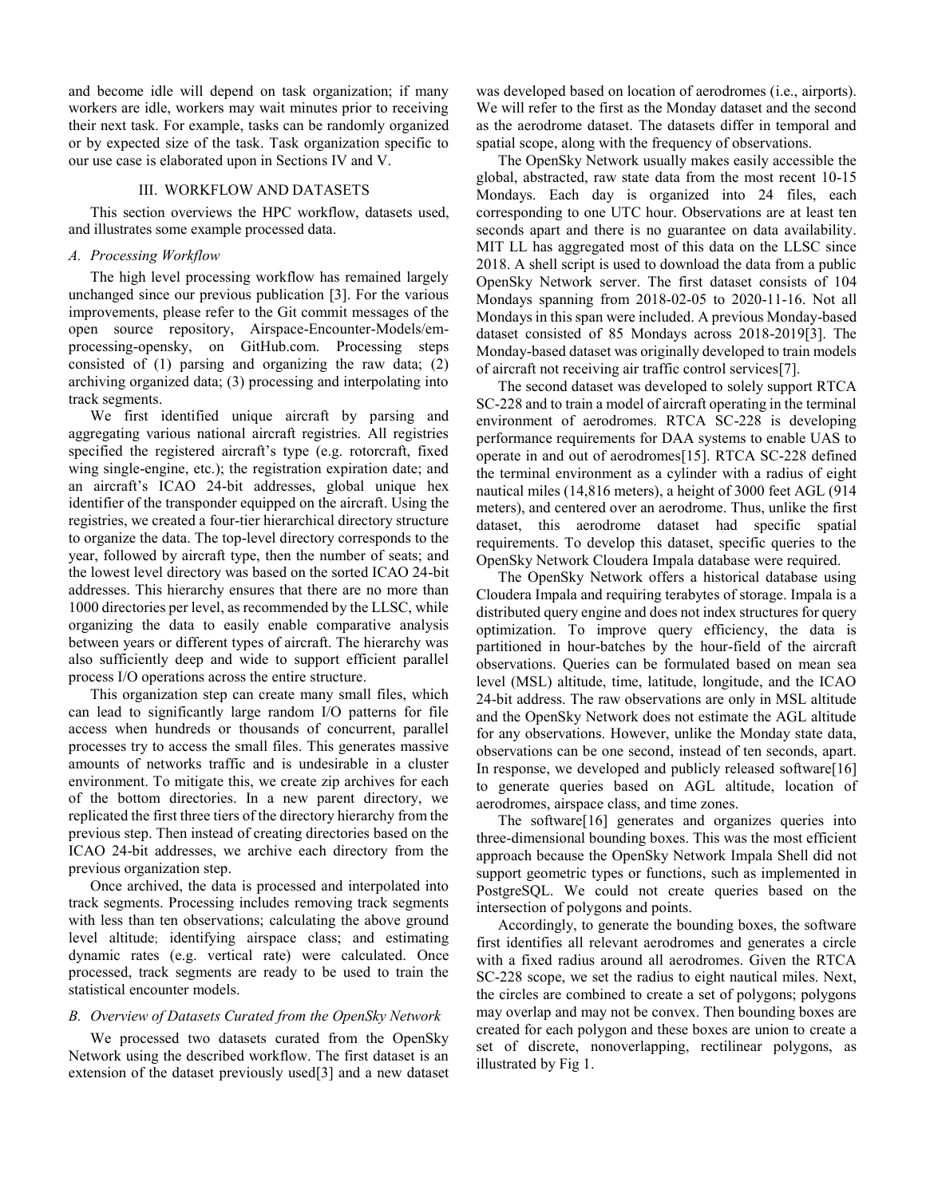and become idle will depend on task organization; if many workers are idle, workers may wait minutes prior to receiving their next task. For example, tasks can be randomly organized or by expected size of the task. Task organization specific to our use case is elaborated upon in Sections IV and V.

## III. WORKFLOW AND DATASETS

This section overviews the HPC workflow, datasets used, and illustrates some example processed data.

### *A. Processing Workflow*

The high level processing workflow has remained largely unchanged since our previous publication [3]. For the various improvements, please refer to the Git commit messages of the open source repository, Airspace-Encounter-Models/em-processing-opensky, on GitHub.com. Processing steps consisted of (1) parsing and organizing the raw data; (2) archiving organized data; (3) processing and interpolating into track segments.

We first identified unique aircraft by parsing and aggregating various national aircraft registries. All registries specified the registered aircraft's type (e.g. rotorcraft, fixed wing single-engine, etc.); the registration expiration date; and an aircraft's ICAO 24-bit addresses, global unique hex identifier of the transponder equipped on the aircraft. Using the registries, we created a four-tier hierarchical directory structure to organize the data. The top-level directory corresponds to the year, followed by aircraft type, then the number of seats; and the lowest level directory was based on the sorted ICAO 24-bit addresses. This hierarchy ensures that there are no more than 1000 directories per level, as recommended by the LLSC, while organizing the data to easily enable comparative analysis between years or different types of aircraft. The hierarchy was also sufficiently deep and wide to support efficient parallel process I/O operations across the entire structure.

This organization step can create many small files, which can lead to significantly large random I/O patterns for file access when hundreds or thousands of concurrent, parallel processes try to access the small files. This generates massive amounts of networks traffic and is undesirable in a cluster environment. To mitigate this, we create zip archives for each of the bottom directories. In a new parent directory, we replicated the first three tiers of the directory hierarchy from the previous step. Then instead of creating directories based on the ICAO 24-bit addresses, we archive each directory from the previous organization step.

Once archived, the data is processed and interpolated into track segments. Processing includes removing track segments with less than ten observations; calculating the above ground level altitude; identifying airspace class; and estimating dynamic rates (e.g. vertical rate) were calculated. Once processed, track segments are ready to be used to train the statistical encounter models.

### *B. Overview of Datasets Curated from the OpenSky Network*

We processed two datasets curated from the OpenSky Network using the described workflow. The first dataset is an extension of the dataset previously used[3] and a new dataset was developed based on location of aerodromes (i.e., airports). We will refer to the first as the Monday dataset and the second as the aerodrome dataset. The datasets differ in temporal and spatial scope, along with the frequency of observations.

The OpenSky Network usually makes easily accessible the global, abstracted, raw state data from the most recent 10-15 Mondays. Each day is organized into 24 files, each corresponding to one UTC hour. Observations are at least ten seconds apart and there is no guarantee on data availability. MIT LL has aggregated most of this data on the LLSC since 2018. A shell script is used to download the data from a public OpenSky Network server. The first dataset consists of 104 Mondays spanning from 2018-02-05 to 2020-11-16. Not all Mondays in this span were included. A previous Monday-based dataset consisted of 85 Mondays across 2018-2019[3]. The Monday-based dataset was originally developed to train models of aircraft not receiving air traffic control services[7].

The second dataset was developed to solely support RTCA SC-228 and to train a model of aircraft operating in the terminal environment of aerodromes. RTCA SC-228 is developing performance requirements for DAA systems to enable UAS to operate in and out of aerodromes[15]. RTCA SC-228 defined the terminal environment as a cylinder with a radius of eight nautical miles (14,816 meters), a height of 3000 feet AGL (914 meters), and centered over an aerodrome. Thus, unlike the first dataset, this aerodrome dataset had specific spatial requirements. To develop this dataset, specific queries to the OpenSky Network Cloudera Impala database were required.

The OpenSky Network offers a historical database using Cloudera Impala and requiring terabytes of storage. Impala is a distributed query engine and does not index structures for query optimization. To improve query efficiency, the data is partitioned in hour-batches by the hour-field of the aircraft observations. Queries can be formulated based on mean sea level (MSL) altitude, time, latitude, longitude, and the ICAO 24-bit address. The raw observations are only in MSL altitude and the OpenSky Network does not estimate the AGL altitude for any observations. However, unlike the Monday state data, observations can be one second, instead of ten seconds, apart. In response, we developed and publicly released software[16] to generate queries based on AGL altitude, location of aerodromes, airspace class, and time zones.

The software[16] generates and organizes queries into three-dimensional bounding boxes. This was the most efficient approach because the OpenSky Network Impala Shell did not support geometric types or functions, such as implemented in PostgreSQL. We could not create queries based on the intersection of polygons and points.

Accordingly, to generate the bounding boxes, the software first identifies all relevant aerodromes and generates a circle with a fixed radius around all aerodromes. Given the RTCA SC-228 scope, we set the radius to eight nautical miles. Next, the circles are combined to create a set of polygons; polygons may overlap and may not be convex. Then bounding boxes are created for each polygon and these boxes are union to create a set of discrete, nonoverlapping, rectilinear polygons, as illustrated by Fig 1.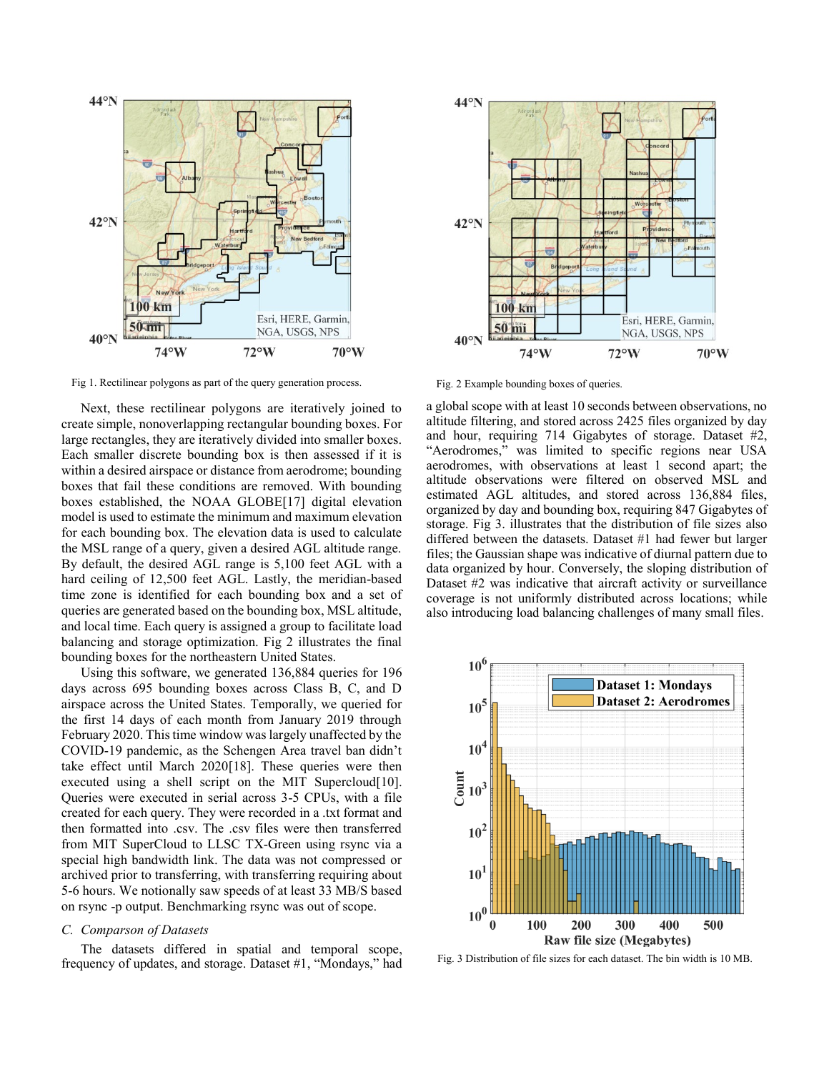Fig 1. Rectilinear polygons as part of the query generation process.

Fig. 2 Example bounding boxes of queries.

Next, these rectilinear polygons are iteratively joined to create simple, nonoverlapping rectangular bounding boxes. For large rectangles, they are iteratively divided into smaller boxes. Each smaller discrete bounding box is then assessed if it is within a desired airspace or distance from aerodrome; bounding boxes that fail these conditions are removed. With bounding boxes established, the NOAA GLOBE[17] digital elevation model is used to estimate the minimum and maximum elevation for each bounding box. The elevation data is used to calculate the MSL range of a query, given a desired AGL altitude range. By default, the desired AGL range is 5,100 feet AGL with a hard ceiling of 12,500 feet AGL. Lastly, the meridian-based time zone is identified for each bounding box and a set of queries are generated based on the bounding box, MSL altitude, and local time. Each query is assigned a group to facilitate load balancing and storage optimization. Fig 2 illustrates the final bounding boxes for the northeastern United States.

Using this software, we generated 136,884 queries for 196 days across 695 bounding boxes across Class B, C, and D airspace across the United States. Temporally, we queried for the first 14 days of each month from January 2019 through February 2020. This time window was largely unaffected by the COVID-19 pandemic, as the Schengen Area travel ban didn't take effect until March 2020[18]. These queries were then executed using a shell script on the MIT Supercloud[10]. Queries were executed in serial across 3-5 CPUs, with a file created for each query. They were recorded in a .txt format and then formatted into .csv. The .csv files were then transferred from MIT SuperCloud to LLSC TX-Green using rsync via a special high bandwidth link. The data was not compressed or archived prior to transferring, with transferring requiring about 5-6 hours. We notionally saw speeds of at least 33 MB/S based on rsync -p output. Benchmarking rsync was out of scope.

### *C. Comparison of Datasets*

The datasets differed in spatial and temporal scope, frequency of updates, and storage. Dataset #1, "Mondays," had a global scope with at least 10 seconds between observations, no altitude filtering, and stored across 2425 files organized by day and hour, requiring 714 Gigabytes of storage. Dataset #2, "Aerodromes," was limited to specific regions near USA aerodromes, with observations at least 1 second apart; the altitude observations were filtered on observed MSL and estimated AGL altitudes, and stored across 136,884 files, organized by day and bounding box, requiring 847 Gigabytes of storage. Fig 3. illustrates that the distribution of file sizes also differed between the datasets. Dataset #1 had fewer but larger files; the Gaussian shape was indicative of diurnal pattern due to data organized by hour. Conversely, the sloping distribution of Dataset #2 was indicative that aircraft activity or surveillance coverage is not uniformly distributed across locations; while also introducing load balancing challenges of many small files.

Fig. 3 Distribution of file sizes for each dataset. The bin width is 10 MB.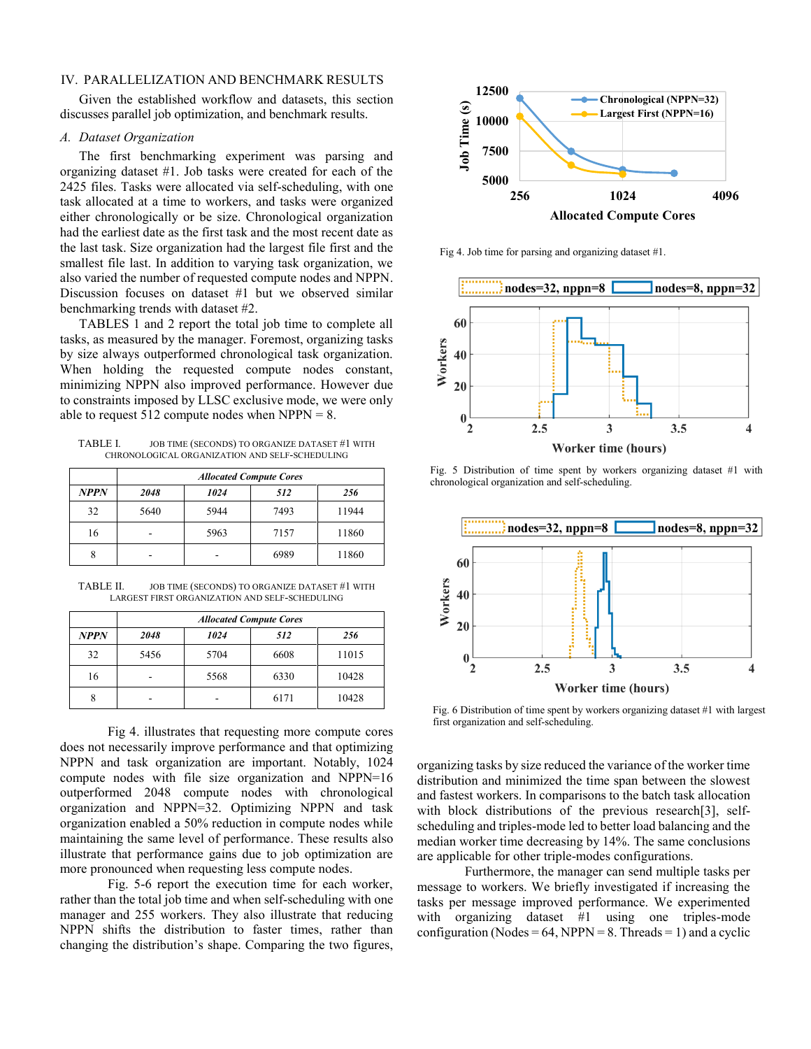## IV. Parallelization and Benchmark Results

Given the established workflow and datasets, this section discusses parallel job optimization, and benchmark results.

### A. Dataset Organization

The first benchmarking experiment was parsing and organizing dataset #1. Job tasks were created for each of the 2425 files. Tasks were allocated via self-scheduling, with one task allocated at a time to workers, and tasks were organized either chronologically or be size. Chronological organization had the earliest date as the first task and the most recent date as the last task. Size organization had the largest file first and the smallest file last. In addition to varying task organization, we also varied the number of requested compute nodes and NPPN. Discussion focuses on dataset #1 but we observed similar benchmarking trends with dataset #2.

TABLES 1 and 2 report the total job time to complete all tasks, as measured by the manager. Foremost, organizing tasks by size always outperformed chronological task organization. When holding the requested compute nodes constant, minimizing NPPN also improved performance. However due to constraints imposed by LLSC exclusive mode, we were only able to request 512 compute nodes when NPPN = 8.

TABLE I. Job time (seconds) to organize dataset #1 with chronological organization and self-scheduling

| | *Allocated Compute Cores* | | | |
|---|---|---|---|---|
| ***NPPN*** | ***2048*** | ***1024*** | ***512*** | ***256*** |
| 32 | 5640 | 5944 | 7493 | 11944 |
| 16 | - | 5963 | 7157 | 11860 |
| 8 | - | - | 6989 | 11860 |

TABLE II. Job time (seconds) to organize dataset #1 with largest first organization and self-scheduling

| | *Allocated Compute Cores* | | | |
|---|---|---|---|---|
| ***NPPN*** | ***2048*** | ***1024*** | ***512*** | ***256*** |
| 32 | 5456 | 5704 | 6608 | 11015 |
| 16 | - | 5568 | 6330 | 10428 |
| 8 | - | - | 6171 | 10428 |

Fig 4. illustrates that requesting more compute cores does not necessarily improve performance and that optimizing NPPN and task organization are important. Notably, 1024 compute nodes with file size organization and NPPN=16 outperformed 2048 compute nodes with chronological organization and NPPN=32. Optimizing NPPN and task organization enabled a 50% reduction in compute nodes while maintaining the same level of performance. These results also illustrate that performance gains due to job optimization are more pronounced when requesting less compute nodes.

Fig. 5-6 report the execution time for each worker, rather than the total job time and when self-scheduling with one manager and 255 workers. They also illustrate that reducing NPPN shifts the distribution to faster times, rather than changing the distribution's shape. Comparing the two figures, organizing tasks by size reduced the variance of the worker time distribution and minimized the time span between the slowest and fastest workers. In comparisons to the batch task allocation with block distributions of the previous research[3], self-scheduling and triples-mode led to better load balancing and the median worker time decreasing by 14%. The same conclusions are applicable for other triple-modes configurations.

Fig 4. Job time for parsing and organizing dataset #1.

Fig. 5 Distribution of time spent by workers organizing dataset #1 with chronological organization and self-scheduling.

Fig. 6 Distribution of time spent by workers organizing dataset #1 with largest first organization and self-scheduling.

Furthermore, the manager can send multiple tasks per message to workers. We briefly investigated if increasing the tasks per message improved performance. We experimented with organizing dataset #1 using one triples-mode configuration (Nodes = 64, NPPN = 8. Threads = 1) and a cyclic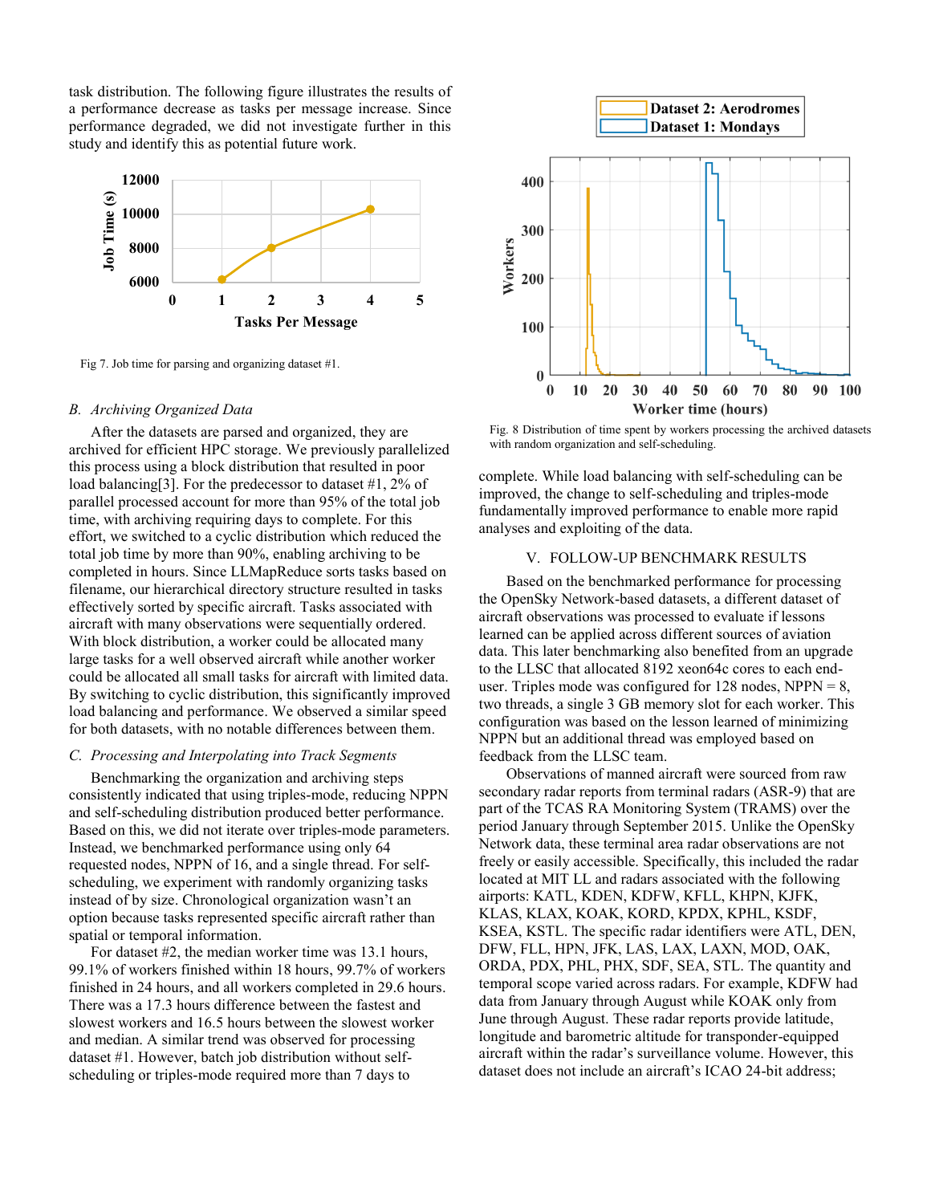task distribution. The following figure illustrates the results of a performance decrease as tasks per message increase. Since performance degraded, we did not investigate further in this study and identify this as potential future work.

Fig 7. Job time for parsing and organizing dataset #1.

### B. Archiving Organized Data

After the datasets are parsed and organized, they are archived for efficient HPC storage. We previously parallelized this process using a block distribution that resulted in poor load balancing[3]. For the predecessor to dataset #1, 2% of parallel processed account for more than 95% of the total job time, with archiving requiring days to complete. For this effort, we switched to a cyclic distribution which reduced the total job time by more than 90%, enabling archiving to be completed in hours. Since LLMapReduce sorts tasks based on filename, our hierarchical directory structure resulted in tasks effectively sorted by specific aircraft. Tasks associated with aircraft with many observations were sequentially ordered. With block distribution, a worker could be allocated many large tasks for a well observed aircraft while another worker could be allocated all small tasks for aircraft with limited data. By switching to cyclic distribution, this significantly improved load balancing and performance. We observed a similar speed for both datasets, with no notable differences between them.

### C. Processing and Interpolating into Track Segments

Benchmarking the organization and archiving steps consistently indicated that using triples-mode, reducing NPPN and self-scheduling distribution produced better performance. Based on this, we did not iterate over triples-mode parameters. Instead, we benchmarked performance using only 64 requested nodes, NPPN of 16, and a single thread. For self-scheduling, we experiment with randomly organizing tasks instead of by size. Chronological organization wasn't an option because tasks represented specific aircraft rather than spatial or temporal information.

For dataset #2, the median worker time was 13.1 hours, 99.1% of workers finished within 18 hours, 99.7% of workers finished in 24 hours, and all workers completed in 29.6 hours. There was a 17.3 hours difference between the fastest and slowest workers and 16.5 hours between the slowest worker and median. A similar trend was observed for processing dataset #1. However, batch job distribution without self-scheduling or triples-mode required more than 7 days to complete. While load balancing with self-scheduling can be improved, the change to self-scheduling and triples-mode fundamentally improved performance to enable more rapid analyses and exploiting of the data.

Fig. 8 Distribution of time spent by workers processing the archived datasets with random organization and self-scheduling.

## V. FOLLOW-UP BENCHMARK RESULTS

Based on the benchmarked performance for processing the OpenSky Network-based datasets, a different dataset of aircraft observations was processed to evaluate if lessons learned can be applied across different sources of aviation data. This later benchmarking also benefited from an upgrade to the LLSC that allocated 8192 xeon64c cores to each end-user. Triples mode was configured for 128 nodes, NPPN = 8, two threads, a single 3 GB memory slot for each worker. This configuration was based on the lesson learned of minimizing NPPN but an additional thread was employed based on feedback from the LLSC team.

Observations of manned aircraft were sourced from raw secondary radar reports from terminal radars (ASR-9) that are part of the TCAS RA Monitoring System (TRAMS) over the period January through September 2015. Unlike the OpenSky Network data, these terminal area radar observations are not freely or easily accessible. Specifically, this included the radar located at MIT LL and radars associated with the following airports: KATL, KDEN, KDFW, KFLL, KHPN, KJFK, KLAS, KLAX, KOAK, KORD, KPDX, KPHL, KSDF, KSEA, KSTL. The specific radar identifiers were ATL, DEN, DFW, FLL, HPN, JFK, LAS, LAX, LAXN, MOD, OAK, ORDA, PDX, PHL, PHX, SDF, SEA, STL. The quantity and temporal scope varied across radars. For example, KDFW had data from January through August while KOAK only from June through August. These radar reports provide latitude, longitude and barometric altitude for transponder-equipped aircraft within the radar's surveillance volume. However, this dataset does not include an aircraft's ICAO 24-bit address;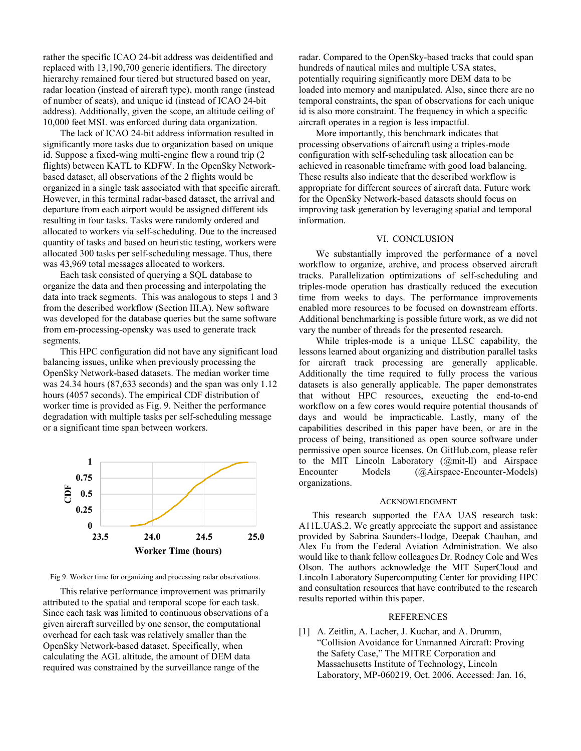rather the specific ICAO 24-bit address was deidentified and replaced with 13,190,700 generic identifiers. The directory hierarchy remained four tiered but structured based on year, radar location (instead of aircraft type), month range (instead of number of seats), and unique id (instead of ICAO 24-bit address). Additionally, given the scope, an altitude ceiling of 10,000 feet MSL was enforced during data organization.

The lack of ICAO 24-bit address information resulted in significantly more tasks due to organization based on unique id. Suppose a fixed-wing multi-engine flew a round trip (2 flights) between KATL to KDFW. In the OpenSky Network-based dataset, all observations of the 2 flights would be organized in a single task associated with that specific aircraft. However, in this terminal radar-based dataset, the arrival and departure from each airport would be assigned different ids resulting in four tasks. Tasks were randomly ordered and allocated to workers via self-scheduling. Due to the increased quantity of tasks and based on heuristic testing, workers were allocated 300 tasks per self-scheduling message. Thus, there was 43,969 total messages allocated to workers.

Each task consisted of querying a SQL database to organize the data and then processing and interpolating the data into track segments. This was analogous to steps 1 and 3 from the described workflow (Section III.A). New software was developed for the database queries but the same software from em-processing-opensky was used to generate track segments.

This HPC configuration did not have any significant load balancing issues, unlike when previously processing the OpenSky Network-based datasets. The median worker time was 24.34 hours (87,633 seconds) and the span was only 1.12 hours (4057 seconds). The empirical CDF distribution of worker time is provided as Fig. 9. Neither the performance degradation with multiple tasks per self-scheduling message or a significant time span between workers.

Fig 9. Worker time for organizing and processing radar observations.

This relative performance improvement was primarily attributed to the spatial and temporal scope for each task. Since each task was limited to continuous observations of a given aircraft surveilled by one sensor, the computational overhead for each task was relatively smaller than the OpenSky Network-based dataset. Specifically, when calculating the AGL altitude, the amount of DEM data required was constrained by the surveillance range of the radar. Compared to the OpenSky-based tracks that could span hundreds of nautical miles and multiple USA states, potentially requiring significantly more DEM data to be loaded into memory and manipulated. Also, since there are no temporal constraints, the span of observations for each unique id is also more constraint. The frequency in which a specific aircraft operates in a region is less impactful.

More importantly, this benchmark indicates that processing observations of aircraft using a triples-mode configuration with self-scheduling task allocation can be achieved in reasonable timeframe with good load balancing. These results also indicate that the described workflow is appropriate for different sources of aircraft data. Future work for the OpenSky Network-based datasets should focus on improving task generation by leveraging spatial and temporal information.

## VI. Conclusion

We substantially improved the performance of a novel workflow to organize, archive, and process observed aircraft tracks. Parallelization optimizations of self-scheduling and triples-mode operation has drastically reduced the execution time from weeks to days. The performance improvements enabled more resources to be focused on downstream efforts. Additional benchmarking is possible future work, as we did not vary the number of threads for the presented research.

While triples-mode is a unique LLSC capability, the lessons learned about organizing and distribution parallel tasks for aircraft track processing are generally applicable. Additionally the time required to fully process the various datasets is also generally applicable. The paper demonstrates that without HPC resources, executing the end-to-end workflow on a few cores would require potential thousands of days and would be impracticable. Lastly, many of the capabilities described in this paper have been, or are in the process of being, transitioned as open source software under permissive open source licenses. On GitHub.com, please refer to the MIT Lincoln Laboratory (@mit-ll) and Airspace Encounter Models (@Airspace-Encounter-Models) organizations.

## Acknowledgment

This research supported the FAA UAS research task: A11L.UAS.2. We greatly appreciate the support and assistance provided by Sabrina Saunders-Hodge, Deepak Chauhan, and Alex Fu from the Federal Aviation Administration. We also would like to thank fellow colleagues Dr. Rodney Cole and Wes Olson. The authors acknowledge the MIT SuperCloud and Lincoln Laboratory Supercomputing Center for providing HPC and consultation resources that have contributed to the research results reported within this paper.

## References

[1] A. Zeitlin, A. Lacher, J. Kuchar, and A. Drumm, “Collision Avoidance for Unmanned Aircraft: Proving the Safety Case,” The MITRE Corporation and Massachusetts Institute of Technology, Lincoln Laboratory, MP-060219, Oct. 2006. Accessed: Jan. 16,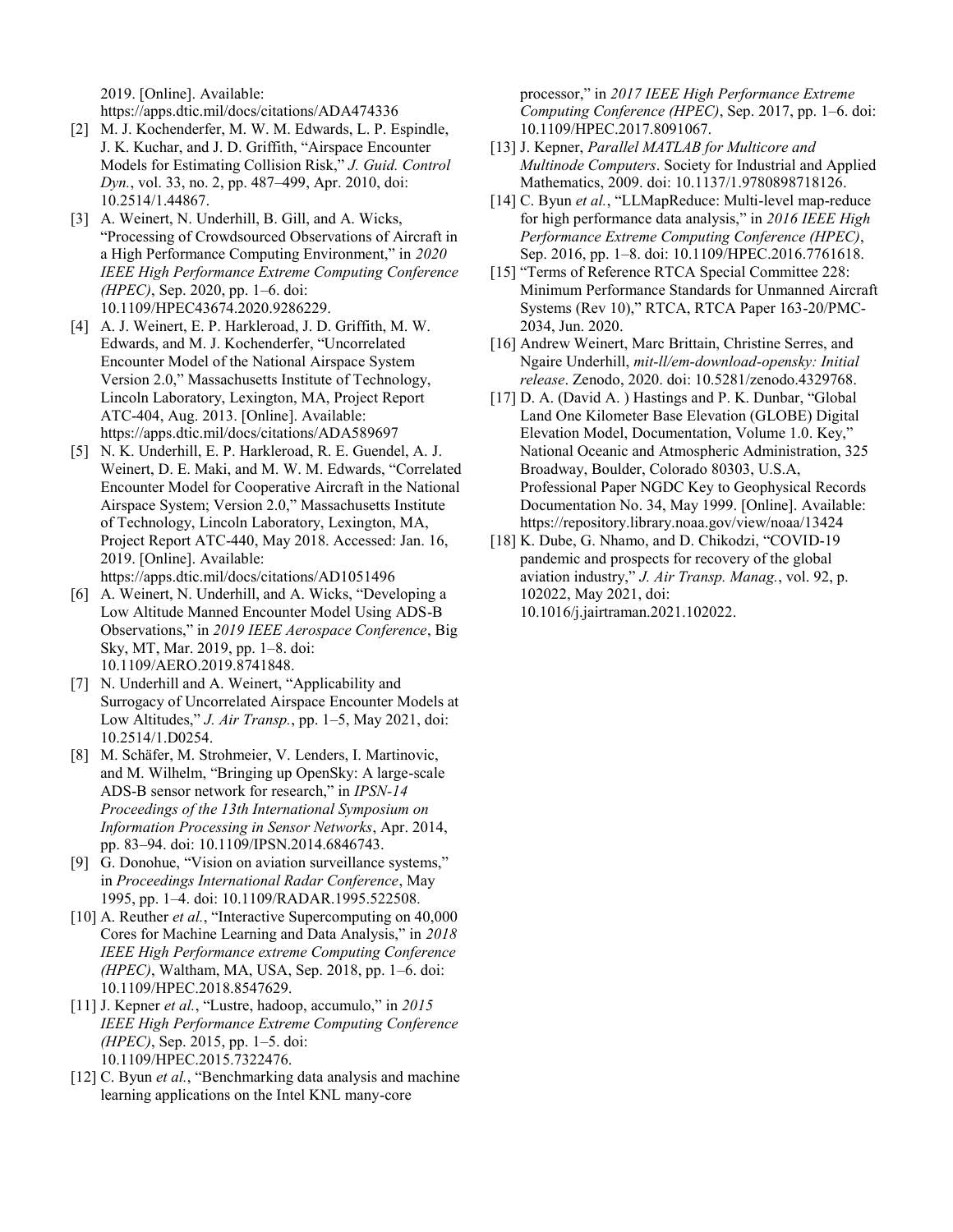2019. [Online]. Available: https://apps.dtic.mil/docs/citations/ADA474336

[2] M. J. Kochenderfer, M. W. M. Edwards, L. P. Espindle, J. K. Kuchar, and J. D. Griffith, "Airspace Encounter Models for Estimating Collision Risk," *J. Guid. Control Dyn.*, vol. 33, no. 2, pp. 487–499, Apr. 2010, doi: 10.2514/1.44867.

[3] A. Weinert, N. Underhill, B. Gill, and A. Wicks, "Processing of Crowdsourced Observations of Aircraft in a High Performance Computing Environment," in *2020 IEEE High Performance Extreme Computing Conference (HPEC)*, Sep. 2020, pp. 1–6. doi: 10.1109/HPEC43674.2020.9286229.

[4] A. J. Weinert, E. P. Harkleroad, J. D. Griffith, M. W. Edwards, and M. J. Kochenderfer, "Uncorrelated Encounter Model of the National Airspace System Version 2.0," Massachusetts Institute of Technology, Lincoln Laboratory, Lexington, MA, Project Report ATC-404, Aug. 2013. [Online]. Available: https://apps.dtic.mil/docs/citations/ADA589697

[5] N. K. Underhill, E. P. Harkleroad, R. E. Guendel, A. J. Weinert, D. E. Maki, and M. W. M. Edwards, "Correlated Encounter Model for Cooperative Aircraft in the National Airspace System; Version 2.0," Massachusetts Institute of Technology, Lincoln Laboratory, Lexington, MA, Project Report ATC-440, May 2018. Accessed: Jan. 16, 2019. [Online]. Available: https://apps.dtic.mil/docs/citations/AD1051496

[6] A. Weinert, N. Underhill, and A. Wicks, "Developing a Low Altitude Manned Encounter Model Using ADS-B Observations," in *2019 IEEE Aerospace Conference*, Big Sky, MT, Mar. 2019, pp. 1–8. doi: 10.1109/AERO.2019.8741848.

[7] N. Underhill and A. Weinert, "Applicability and Surrogacy of Uncorrelated Airspace Encounter Models at Low Altitudes," *J. Air Transp.*, pp. 1–5, May 2021, doi: 10.2514/1.D0254.

[8] M. Schäfer, M. Strohmeier, V. Lenders, I. Martinovic, and M. Wilhelm, "Bringing up OpenSky: A large-scale ADS-B sensor network for research," in *IPSN-14 Proceedings of the 13th International Symposium on Information Processing in Sensor Networks*, Apr. 2014, pp. 83–94. doi: 10.1109/IPSN.2014.6846743.

[9] G. Donohue, "Vision on aviation surveillance systems," in *Proceedings International Radar Conference*, May 1995, pp. 1–4. doi: 10.1109/RADAR.1995.522508.

[10] A. Reuther *et al.*, "Interactive Supercomputing on 40,000 Cores for Machine Learning and Data Analysis," in *2018 IEEE High Performance extreme Computing Conference (HPEC)*, Waltham, MA, USA, Sep. 2018, pp. 1–6. doi: 10.1109/HPEC.2018.8547629.

[11] J. Kepner *et al.*, "Lustre, hadoop, accumulo," in *2015 IEEE High Performance Extreme Computing Conference (HPEC)*, Sep. 2015, pp. 1–5. doi: 10.1109/HPEC.2015.7322476.

[12] C. Byun *et al.*, "Benchmarking data analysis and machine learning applications on the Intel KNL many-core processor," in *2017 IEEE High Performance Extreme Computing Conference (HPEC)*, Sep. 2017, pp. 1–6. doi: 10.1109/HPEC.2017.8091067.

[13] J. Kepner, *Parallel MATLAB for Multicore and Multinode Computers*. Society for Industrial and Applied Mathematics, 2009. doi: 10.1137/1.9780898718126.

[14] C. Byun *et al.*, "LLMapReduce: Multi-level map-reduce for high performance data analysis," in *2016 IEEE High Performance Extreme Computing Conference (HPEC)*, Sep. 2016, pp. 1–8. doi: 10.1109/HPEC.2016.7761618.

[15] "Terms of Reference RTCA Special Committee 228: Minimum Performance Standards for Unmanned Aircraft Systems (Rev 10)," RTCA, RTCA Paper 163-20/PMC-2034, Jun. 2020.

[16] Andrew Weinert, Marc Brittain, Christine Serres, and Ngaire Underhill, *mit-ll/em-download-opensky: Initial release*. Zenodo, 2020. doi: 10.5281/zenodo.4329768.

[17] D. A. (David A. ) Hastings and P. K. Dunbar, "Global Land One Kilometer Base Elevation (GLOBE) Digital Elevation Model, Documentation, Volume 1.0. Key," National Oceanic and Atmospheric Administration, 325 Broadway, Boulder, Colorado 80303, U.S.A, Professional Paper NGDC Key to Geophysical Records Documentation No. 34, May 1999. [Online]. Available: https://repository.library.noaa.gov/view/noaa/13424

[18] K. Dube, G. Nhamo, and D. Chikodzi, "COVID-19 pandemic and prospects for recovery of the global aviation industry," *J. Air Transp. Manag.*, vol. 92, p. 102022, May 2021, doi: 10.1016/j.jairtraman.2021.102022.